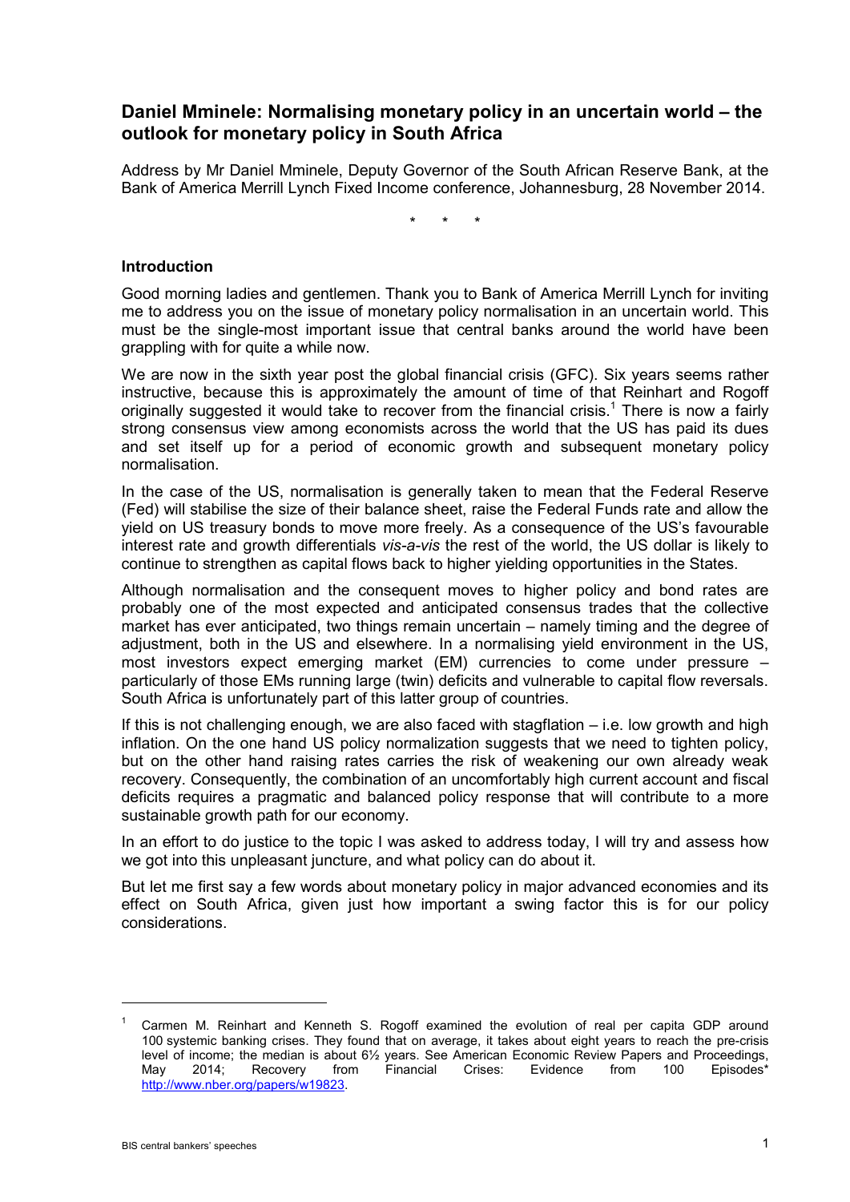# Daniel Mminele: Normalising monetary policy in an uncertain world – the outlook for monetary policy in South Africa

Address by Mr Daniel Mminele, Deputy Governor of the South African Reserve Bank, at the Bank of America Merrill Lynch Fixed Income conference, Johannesburg, 28 November 2014.

\* \* \*

## Introduction

Good morning ladies and gentlemen. Thank you to Bank of America Merrill Lynch for inviting me to address you on the issue of monetary policy normalisation in an uncertain world. This must be the single-most important issue that central banks around the world have been grappling with for quite a while now.

We are now in the sixth year post the global financial crisis (GFC). Six years seems rather instructive, because this is approximately the amount of time of that Reinhart and Rogoff originally suggested it would take to recover from the financial crisis.[1] There is now a fairly strong consensus view among economists across the world that the US has paid its dues and set itself up for a period of economic growth and subsequent monetary policy normalisation.

In the case of the US, normalisation is generally taken to mean that the Federal Reserve (Fed) will stabilise the size of their balance sheet, raise the Federal Funds rate and allow the yield on US treasury bonds to move more freely. As a consequence of the US's favourable interest rate and growth differentials *vis-a-vis* the rest of the world, the US dollar is likely to continue to strengthen as capital flows back to higher yielding opportunities in the States.

Although normalisation and the consequent moves to higher policy and bond rates are probably one of the most expected and anticipated consensus trades that the collective market has ever anticipated, two things remain uncertain – namely timing and the degree of adjustment, both in the US and elsewhere. In a normalising yield environment in the US, most investors expect emerging market (EM) currencies to come under pressure – particularly of those EMs running large (twin) deficits and vulnerable to capital flow reversals. South Africa is unfortunately part of this latter group of countries.

If this is not challenging enough, we are also faced with stagflation – i.e. low growth and high inflation. On the one hand US policy normalization suggests that we need to tighten policy, but on the other hand raising rates carries the risk of weakening our own already weak recovery. Consequently, the combination of an uncomfortably high current account and fiscal deficits requires a pragmatic and balanced policy response that will contribute to a more sustainable growth path for our economy.

In an effort to do justice to the topic I was asked to address today, I will try and assess how we got into this unpleasant juncture, and what policy can do about it.

But let me first say a few words about monetary policy in major advanced economies and its effect on South Africa, given just how important a swing factor this is for our policy considerations.

---

[1] Carmen M. Reinhart and Kenneth S. Rogoff examined the evolution of real per capita GDP around 100 systemic banking crises. They found that on average, it takes about eight years to reach the pre-crisis level of income; the median is about 6½ years. See American Economic Review Papers and Proceedings, May 2014; Recovery from Financial Crises: Evidence from 100 Episodes* http://www.nber.org/papers/w19823.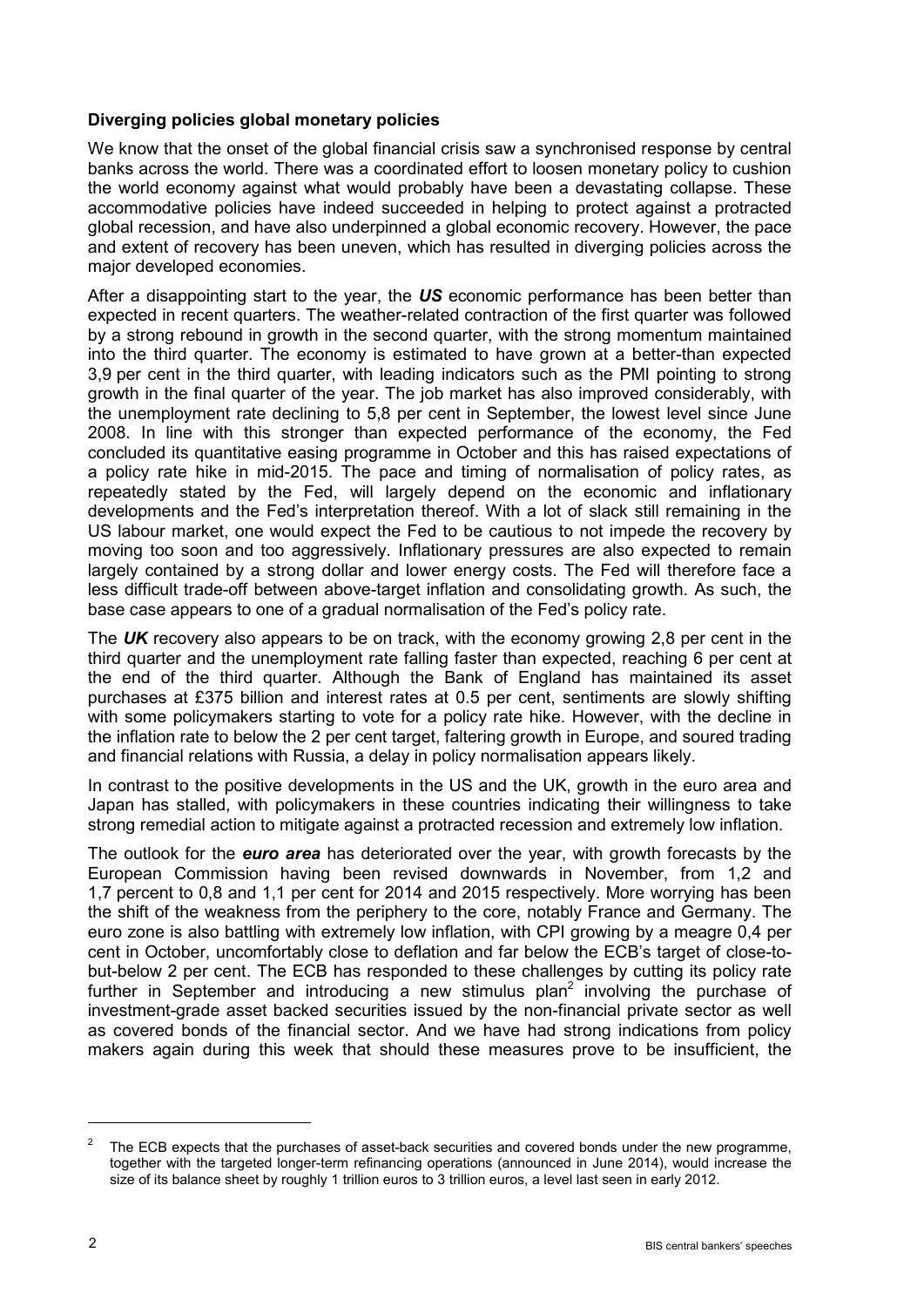### Diverging policies global monetary policies

We know that the onset of the global financial crisis saw a synchronised response by central banks across the world. There was a coordinated effort to loosen monetary policy to cushion the world economy against what would probably have been a devastating collapse. These accommodative policies have indeed succeeded in helping to protect against a protracted global recession, and have also underpinned a global economic recovery. However, the pace and extent of recovery has been uneven, which has resulted in diverging policies across the major developed economies.

After a disappointing start to the year, the ***US*** economic performance has been better than expected in recent quarters. The weather-related contraction of the first quarter was followed by a strong rebound in growth in the second quarter, with the strong momentum maintained into the third quarter. The economy is estimated to have grown at a better-than expected 3,9 per cent in the third quarter, with leading indicators such as the PMI pointing to strong growth in the final quarter of the year. The job market has also improved considerably, with the unemployment rate declining to 5,8 per cent in September, the lowest level since June 2008. In line with this stronger than expected performance of the economy, the Fed concluded its quantitative easing programme in October and this has raised expectations of a policy rate hike in mid-2015. The pace and timing of normalisation of policy rates, as repeatedly stated by the Fed, will largely depend on the economic and inflationary developments and the Fed's interpretation thereof. With a lot of slack still remaining in the US labour market, one would expect the Fed to be cautious to not impede the recovery by moving too soon and too aggressively. Inflationary pressures are also expected to remain largely contained by a strong dollar and lower energy costs. The Fed will therefore face a less difficult trade-off between above-target inflation and consolidating growth. As such, the base case appears to one of a gradual normalisation of the Fed's policy rate.

The ***UK*** recovery also appears to be on track, with the economy growing 2,8 per cent in the third quarter and the unemployment rate falling faster than expected, reaching 6 per cent at the end of the third quarter. Although the Bank of England has maintained its asset purchases at £375 billion and interest rates at 0.5 per cent, sentiments are slowly shifting with some policymakers starting to vote for a policy rate hike. However, with the decline in the inflation rate to below the 2 per cent target, faltering growth in Europe, and soured trading and financial relations with Russia, a delay in policy normalisation appears likely.

In contrast to the positive developments in the US and the UK, growth in the euro area and Japan has stalled, with policymakers in these countries indicating their willingness to take strong remedial action to mitigate against a protracted recession and extremely low inflation.

The outlook for the ***euro area*** has deteriorated over the year, with growth forecasts by the European Commission having been revised downwards in November, from 1,2 and 1,7 percent to 0,8 and 1,1 per cent for 2014 and 2015 respectively. More worrying has been the shift of the weakness from the periphery to the core, notably France and Germany. The euro zone is also battling with extremely low inflation, with CPI growing by a meagre 0,4 per cent in October, uncomfortably close to deflation and far below the ECB's target of close-to-but-below 2 per cent. The ECB has responded to these challenges by cutting its policy rate further in September and introducing a new stimulus plan[2] involving the purchase of investment-grade asset backed securities issued by the non-financial private sector as well as covered bonds of the financial sector. And we have had strong indications from policy makers again during this week that should these measures prove to be insufficient, the

---

[2] The ECB expects that the purchases of asset-back securities and covered bonds under the new programme, together with the targeted longer-term refinancing operations (announced in June 2014), would increase the size of its balance sheet by roughly 1 trillion euros to 3 trillion euros, a level last seen in early 2012.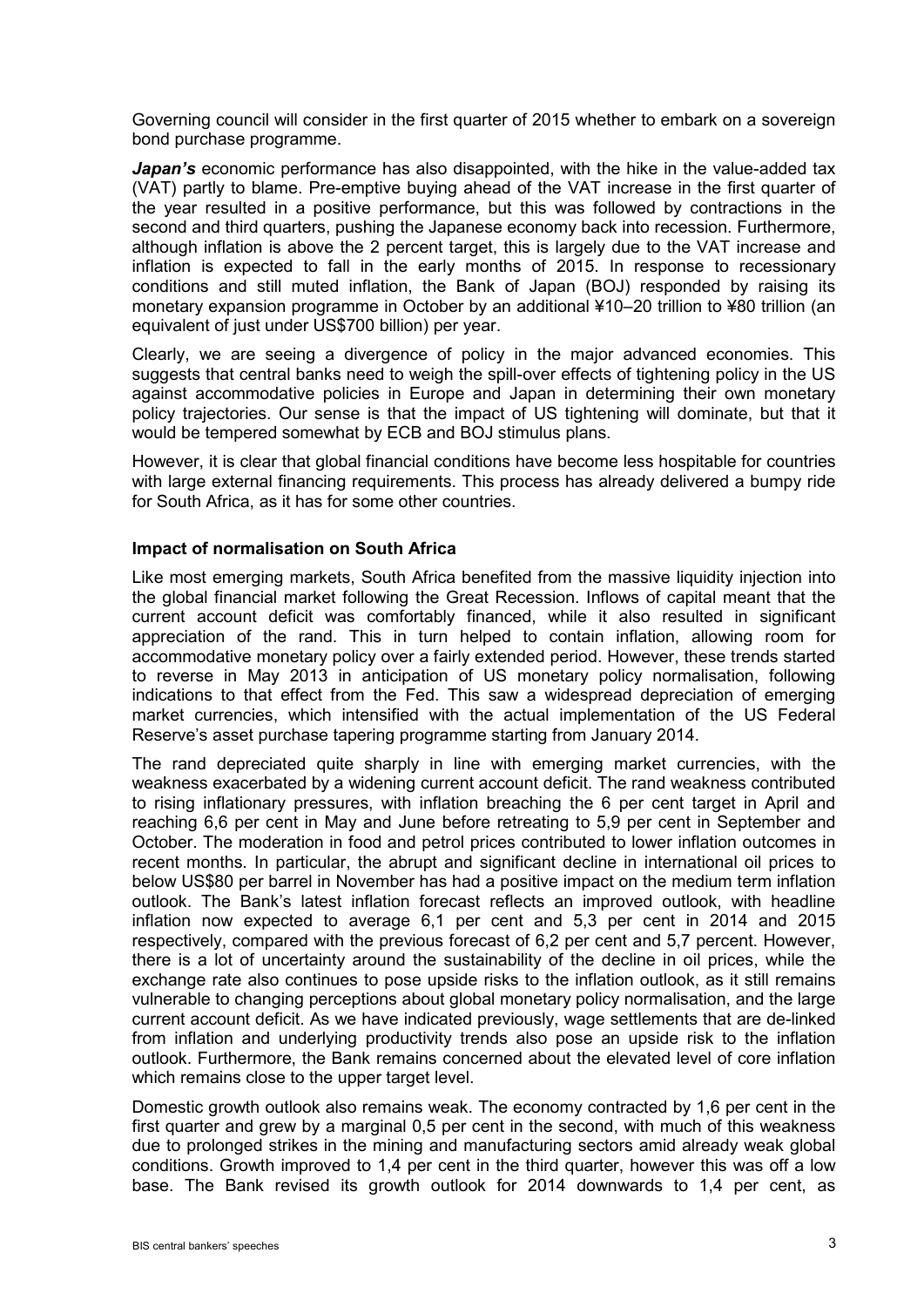Governing council will consider in the first quarter of 2015 whether to embark on a sovereign bond purchase programme.

***Japan's*** economic performance has also disappointed, with the hike in the value-added tax (VAT) partly to blame. Pre-emptive buying ahead of the VAT increase in the first quarter of the year resulted in a positive performance, but this was followed by contractions in the second and third quarters, pushing the Japanese economy back into recession. Furthermore, although inflation is above the 2 percent target, this is largely due to the VAT increase and inflation is expected to fall in the early months of 2015. In response to recessionary conditions and still muted inflation, the Bank of Japan (BOJ) responded by raising its monetary expansion programme in October by an additional ¥10–20 trillion to ¥80 trillion (an equivalent of just under US$700 billion) per year.

Clearly, we are seeing a divergence of policy in the major advanced economies. This suggests that central banks need to weigh the spill-over effects of tightening policy in the US against accommodative policies in Europe and Japan in determining their own monetary policy trajectories. Our sense is that the impact of US tightening will dominate, but that it would be tempered somewhat by ECB and BOJ stimulus plans.

However, it is clear that global financial conditions have become less hospitable for countries with large external financing requirements. This process has already delivered a bumpy ride for South Africa, as it has for some other countries.

## Impact of normalisation on South Africa

Like most emerging markets, South Africa benefited from the massive liquidity injection into the global financial market following the Great Recession. Inflows of capital meant that the current account deficit was comfortably financed, while it also resulted in significant appreciation of the rand. This in turn helped to contain inflation, allowing room for accommodative monetary policy over a fairly extended period. However, these trends started to reverse in May 2013 in anticipation of US monetary policy normalisation, following indications to that effect from the Fed. This saw a widespread depreciation of emerging market currencies, which intensified with the actual implementation of the US Federal Reserve's asset purchase tapering programme starting from January 2014.

The rand depreciated quite sharply in line with emerging market currencies, with the weakness exacerbated by a widening current account deficit. The rand weakness contributed to rising inflationary pressures, with inflation breaching the 6 per cent target in April and reaching 6,6 per cent in May and June before retreating to 5,9 per cent in September and October. The moderation in food and petrol prices contributed to lower inflation outcomes in recent months. In particular, the abrupt and significant decline in international oil prices to below US$80 per barrel in November has had a positive impact on the medium term inflation outlook. The Bank's latest inflation forecast reflects an improved outlook, with headline inflation now expected to average 6,1 per cent and 5,3 per cent in 2014 and 2015 respectively, compared with the previous forecast of 6,2 per cent and 5,7 percent. However, there is a lot of uncertainty around the sustainability of the decline in oil prices, while the exchange rate also continues to pose upside risks to the inflation outlook, as it still remains vulnerable to changing perceptions about global monetary policy normalisation, and the large current account deficit. As we have indicated previously, wage settlements that are de-linked from inflation and underlying productivity trends also pose an upside risk to the inflation outlook. Furthermore, the Bank remains concerned about the elevated level of core inflation which remains close to the upper target level.

Domestic growth outlook also remains weak. The economy contracted by 1,6 per cent in the first quarter and grew by a marginal 0,5 per cent in the second, with much of this weakness due to prolonged strikes in the mining and manufacturing sectors amid already weak global conditions. Growth improved to 1,4 per cent in the third quarter, however this was off a low base. The Bank revised its growth outlook for 2014 downwards to 1,4 per cent, as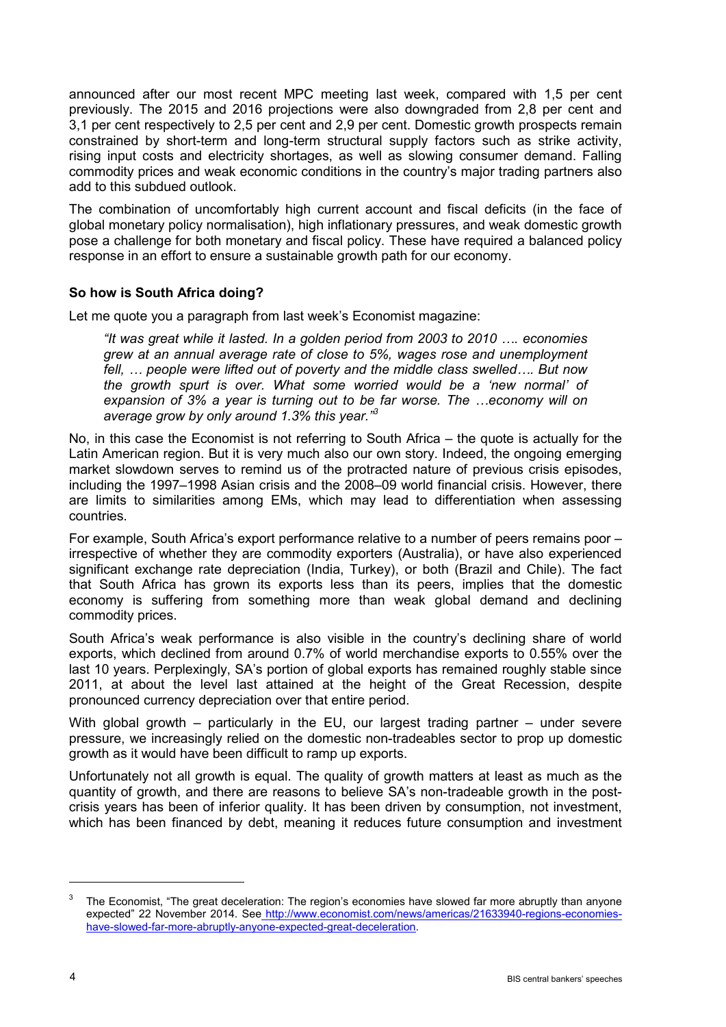announced after our most recent MPC meeting last week, compared with 1,5 per cent previously. The 2015 and 2016 projections were also downgraded from 2,8 per cent and 3,1 per cent respectively to 2,5 per cent and 2,9 per cent. Domestic growth prospects remain constrained by short-term and long-term structural supply factors such as strike activity, rising input costs and electricity shortages, as well as slowing consumer demand. Falling commodity prices and weak economic conditions in the country's major trading partners also add to this subdued outlook.

The combination of uncomfortably high current account and fiscal deficits (in the face of global monetary policy normalisation), high inflationary pressures, and weak domestic growth pose a challenge for both monetary and fiscal policy. These have required a balanced policy response in an effort to ensure a sustainable growth path for our economy.

**So how is South Africa doing?**

Let me quote you a paragraph from last week's Economist magazine:

> *"It was great while it lasted. In a golden period from 2003 to 2010 …. economies grew at an annual average rate of close to 5%, wages rose and unemployment fell, … people were lifted out of poverty and the middle class swelled…. But now the growth spurt is over. What some worried would be a 'new normal' of expansion of 3% a year is turning out to be far worse. The …economy will on average grow by only around 1.3% this year."*[3]

No, in this case the Economist is not referring to South Africa – the quote is actually for the Latin American region. But it is very much also our own story. Indeed, the ongoing emerging market slowdown serves to remind us of the protracted nature of previous crisis episodes, including the 1997–1998 Asian crisis and the 2008–09 world financial crisis. However, there are limits to similarities among EMs, which may lead to differentiation when assessing countries.

For example, South Africa's export performance relative to a number of peers remains poor – irrespective of whether they are commodity exporters (Australia), or have also experienced significant exchange rate depreciation (India, Turkey), or both (Brazil and Chile). The fact that South Africa has grown its exports less than its peers, implies that the domestic economy is suffering from something more than weak global demand and declining commodity prices.

South Africa's weak performance is also visible in the country's declining share of world exports, which declined from around 0.7% of world merchandise exports to 0.55% over the last 10 years. Perplexingly, SA's portion of global exports has remained roughly stable since 2011, at about the level last attained at the height of the Great Recession, despite pronounced currency depreciation over that entire period.

With global growth – particularly in the EU, our largest trading partner – under severe pressure, we increasingly relied on the domestic non-tradeables sector to prop up domestic growth as it would have been difficult to ramp up exports.

Unfortunately not all growth is equal. The quality of growth matters at least as much as the quantity of growth, and there are reasons to believe SA's non-tradeable growth in the post-crisis years has been of inferior quality. It has been driven by consumption, not investment, which has been financed by debt, meaning it reduces future consumption and investment

---

[3] The Economist, "The great deceleration: The region's economies have slowed far more abruptly than anyone expected" 22 November 2014. See http://www.economist.com/news/americas/21633940-regions-economies-have-slowed-far-more-abruptly-anyone-expected-great-deceleration.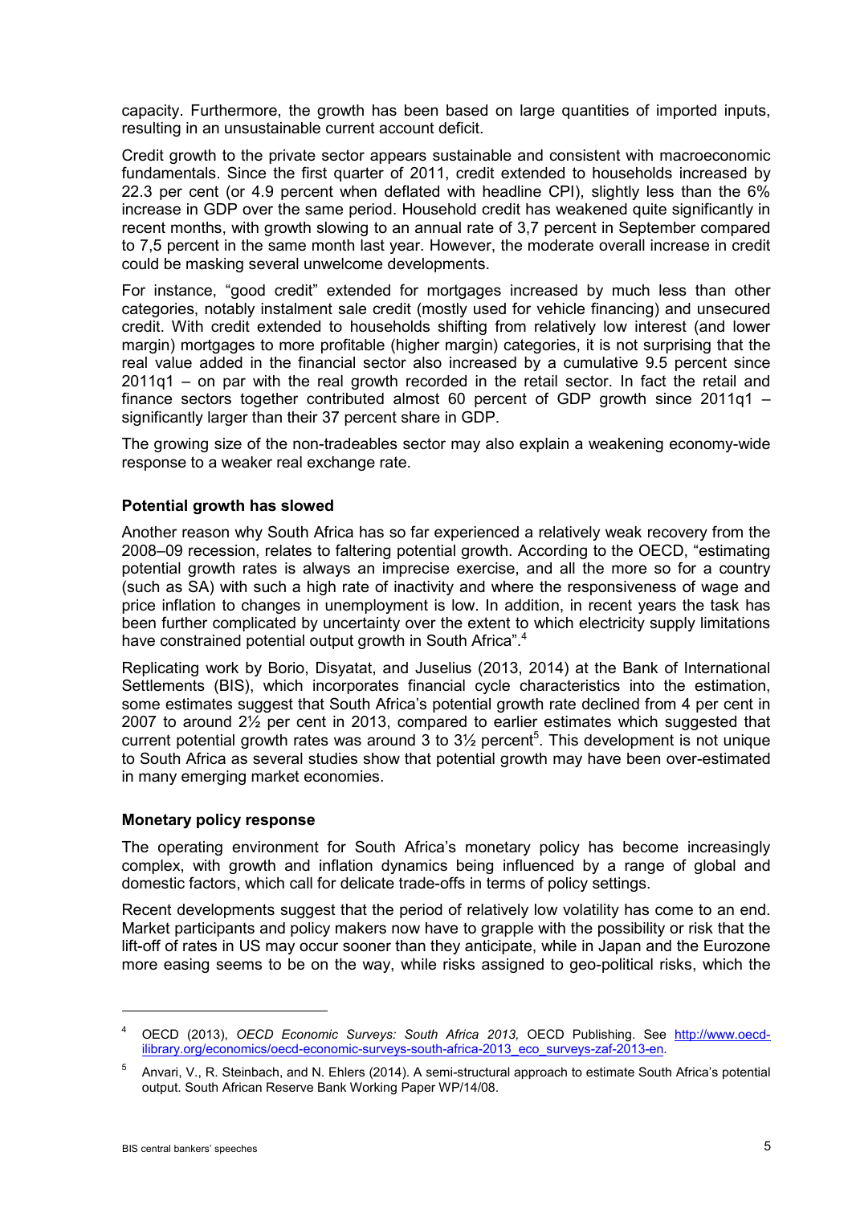capacity. Furthermore, the growth has been based on large quantities of imported inputs, resulting in an unsustainable current account deficit.

Credit growth to the private sector appears sustainable and consistent with macroeconomic fundamentals. Since the first quarter of 2011, credit extended to households increased by 22.3 per cent (or 4.9 percent when deflated with headline CPI), slightly less than the 6% increase in GDP over the same period. Household credit has weakened quite significantly in recent months, with growth slowing to an annual rate of 3,7 percent in September compared to 7,5 percent in the same month last year. However, the moderate overall increase in credit could be masking several unwelcome developments.

For instance, "good credit" extended for mortgages increased by much less than other categories, notably instalment sale credit (mostly used for vehicle financing) and unsecured credit. With credit extended to households shifting from relatively low interest (and lower margin) mortgages to more profitable (higher margin) categories, it is not surprising that the real value added in the financial sector also increased by a cumulative 9.5 percent since 2011q1 – on par with the real growth recorded in the retail sector. In fact the retail and finance sectors together contributed almost 60 percent of GDP growth since 2011q1 – significantly larger than their 37 percent share in GDP.

The growing size of the non-tradeables sector may also explain a weakening economy-wide response to a weaker real exchange rate.

**Potential growth has slowed**

Another reason why South Africa has so far experienced a relatively weak recovery from the 2008–09 recession, relates to faltering potential growth. According to the OECD, "estimating potential growth rates is always an imprecise exercise, and all the more so for a country (such as SA) with such a high rate of inactivity and where the responsiveness of wage and price inflation to changes in unemployment is low. In addition, in recent years the task has been further complicated by uncertainty over the extent to which electricity supply limitations have constrained potential output growth in South Africa".[4]

Replicating work by Borio, Disyatat, and Juselius (2013, 2014) at the Bank of International Settlements (BIS), which incorporates financial cycle characteristics into the estimation, some estimates suggest that South Africa's potential growth rate declined from 4 per cent in 2007 to around 2½ per cent in 2013, compared to earlier estimates which suggested that current potential growth rates was around 3 to 3½ percent[5]. This development is not unique to South Africa as several studies show that potential growth may have been over-estimated in many emerging market economies.

**Monetary policy response**

The operating environment for South Africa's monetary policy has become increasingly complex, with growth and inflation dynamics being influenced by a range of global and domestic factors, which call for delicate trade-offs in terms of policy settings.

Recent developments suggest that the period of relatively low volatility has come to an end. Market participants and policy makers now have to grapple with the possibility or risk that the lift-off of rates in US may occur sooner than they anticipate, while in Japan and the Eurozone more easing seems to be on the way, while risks assigned to geo-political risks, which the

---

[4] OECD (2013), *OECD Economic Surveys: South Africa 2013,* OECD Publishing. See http://www.oecd-ilibrary.org/economics/oecd-economic-surveys-south-africa-2013_eco_surveys-zaf-2013-en.

[5] Anvari, V., R. Steinbach, and N. Ehlers (2014). A semi-structural approach to estimate South Africa's potential output. South African Reserve Bank Working Paper WP/14/08.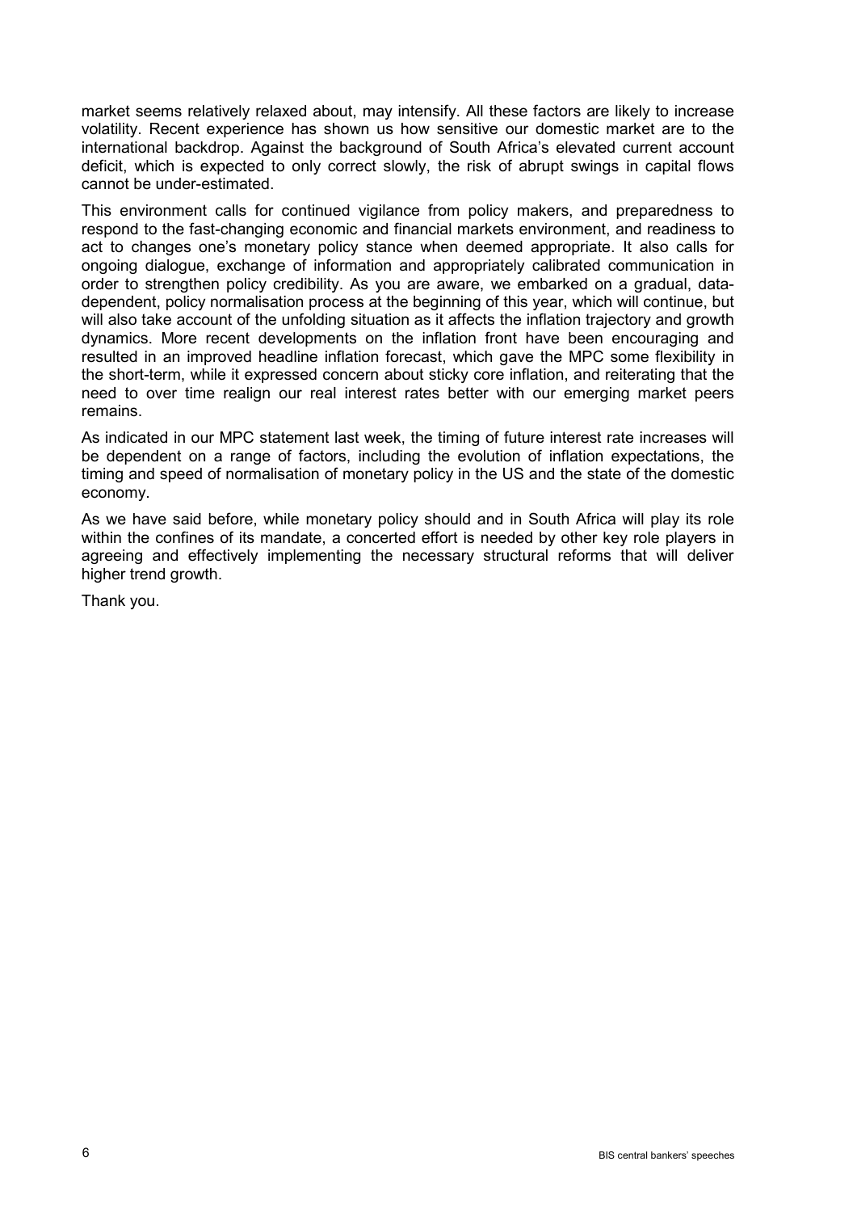market seems relatively relaxed about, may intensify. All these factors are likely to increase volatility. Recent experience has shown us how sensitive our domestic market are to the international backdrop. Against the background of South Africa's elevated current account deficit, which is expected to only correct slowly, the risk of abrupt swings in capital flows cannot be under-estimated.

This environment calls for continued vigilance from policy makers, and preparedness to respond to the fast-changing economic and financial markets environment, and readiness to act to changes one's monetary policy stance when deemed appropriate. It also calls for ongoing dialogue, exchange of information and appropriately calibrated communication in order to strengthen policy credibility. As you are aware, we embarked on a gradual, data-dependent, policy normalisation process at the beginning of this year, which will continue, but will also take account of the unfolding situation as it affects the inflation trajectory and growth dynamics. More recent developments on the inflation front have been encouraging and resulted in an improved headline inflation forecast, which gave the MPC some flexibility in the short-term, while it expressed concern about sticky core inflation, and reiterating that the need to over time realign our real interest rates better with our emerging market peers remains.

As indicated in our MPC statement last week, the timing of future interest rate increases will be dependent on a range of factors, including the evolution of inflation expectations, the timing and speed of normalisation of monetary policy in the US and the state of the domestic economy.

As we have said before, while monetary policy should and in South Africa will play its role within the confines of its mandate, a concerted effort is needed by other key role players in agreeing and effectively implementing the necessary structural reforms that will deliver higher trend growth.

Thank you.